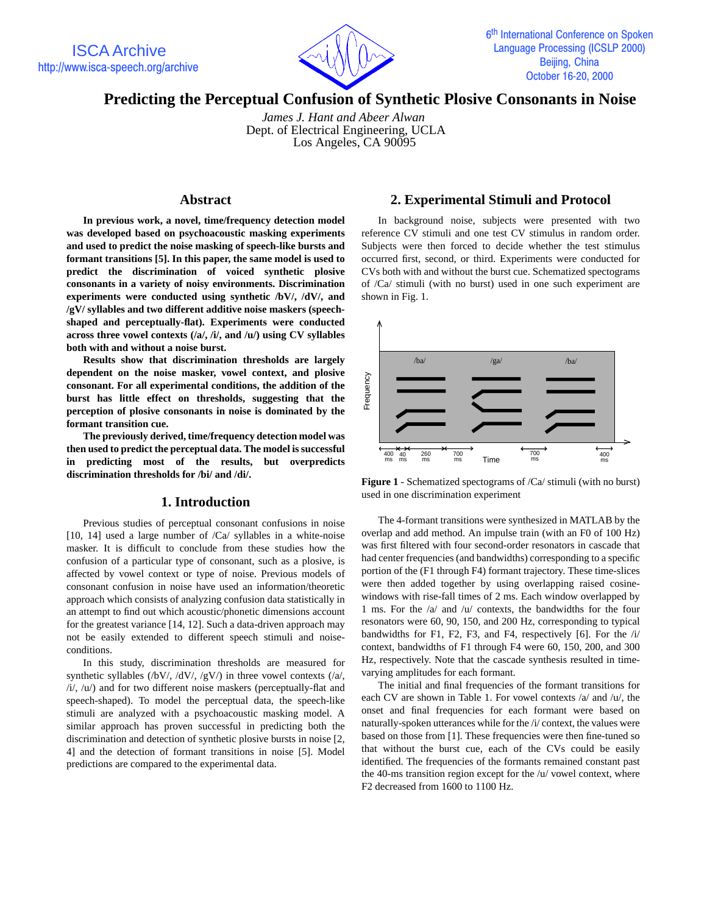# Predicting the Perceptual Confusion of Synthetic Plosive Consonants in Noise

*James J. Hant and Abeer Alwan*
Dept. of Electrical Engineering, UCLA
Los Angeles, CA 90095

## Abstract

**In previous work, a novel, time/frequency detection model was developed based on psychoacoustic masking experiments and used to predict the noise masking of speech-like bursts and formant transitions [5]. In this paper, the same model is used to predict the discrimination of voiced synthetic plosive consonants in a variety of noisy environments. Discrimination experiments were conducted using synthetic /bV/, /dV/, and /gV/ syllables and two different additive noise maskers (speech-shaped and perceptually-flat). Experiments were conducted across three vowel contexts (/a/, /i/, and /u/) using CV syllables both with and without a noise burst.**

**Results show that discrimination thresholds are largely dependent on the noise masker, vowel context, and plosive consonant. For all experimental conditions, the addition of the burst has little effect on thresholds, suggesting that the perception of plosive consonants in noise is dominated by the formant transition cue.**

**The previously derived, time/frequency detection model was then used to predict the perceptual data. The model is successful in predicting most of the results, but overpredicts discrimination thresholds for /bi/ and /di/.**

## 1. Introduction

Previous studies of perceptual consonant confusions in noise [10, 14] used a large number of /Ca/ syllables in a white-noise masker. It is difficult to conclude from these studies how the confusion of a particular type of consonant, such as a plosive, is affected by vowel context or type of noise. Previous models of consonant confusion in noise have used an information/theoretic approach which consists of analyzing confusion data statistically in an attempt to find out which acoustic/phonetic dimensions account for the greatest variance [14, 12]. Such a data-driven approach may not be easily extended to different speech stimuli and noise-conditions.

In this study, discrimination thresholds are measured for synthetic syllables (/bV/, /dV/, /gV/) in three vowel contexts (/a/, /i/, /u/) and for two different noise maskers (perceptually-flat and speech-shaped). To model the perceptual data, the speech-like stimuli are analyzed with a psychoacoustic masking model. A similar approach has proven successful in predicting both the discrimination and detection of synthetic plosive bursts in noise [2, 4] and the detection of formant transitions in noise [5]. Model predictions are compared to the experimental data.

## 2. Experimental Stimuli and Protocol

In background noise, subjects were presented with two reference CV stimuli and one test CV stimulus in random order. Subjects were then forced to decide whether the test stimulus occurred first, second, or third. Experiments were conducted for CVs both with and without the burst cue. Schematized spectograms of /Ca/ stimuli (with no burst) used in one such experiment are shown in Fig. 1.

**Figure 1** - Schematized spectograms of /Ca/ stimuli (with no burst) used in one discrimination experiment

The 4-formant transitions were synthesized in MATLAB by the overlap and add method. An impulse train (with an F0 of 100 Hz) was first filtered with four second-order resonators in cascade that had center frequencies (and bandwidths) corresponding to a specific portion of the (F1 through F4) formant trajectory. These time-slices were then added together by using overlapping raised cosine-windows with rise-fall times of 2 ms. Each window overlapped by 1 ms. For the /a/ and /u/ contexts, the bandwidths for the four resonators were 60, 90, 150, and 200 Hz, corresponding to typical bandwidths for F1, F2, F3, and F4, respectively [6]. For the /i/ context, bandwidths of F1 through F4 were 60, 150, 200, and 300 Hz, respectively. Note that the cascade synthesis resulted in time-varying amplitudes for each formant.

The initial and final frequencies of the formant transitions for each CV are shown in Table 1. For vowel contexts /a/ and /u/, the onset and final frequencies for each formant were based on naturally-spoken utterances while for the /i/ context, the values were based on those from [1]. These frequencies were then fine-tuned so that without the burst cue, each of the CVs could be easily identified. The frequencies of the formants remained constant past the 40-ms transition region except for the /u/ vowel context, where F2 decreased from 1600 to 1100 Hz.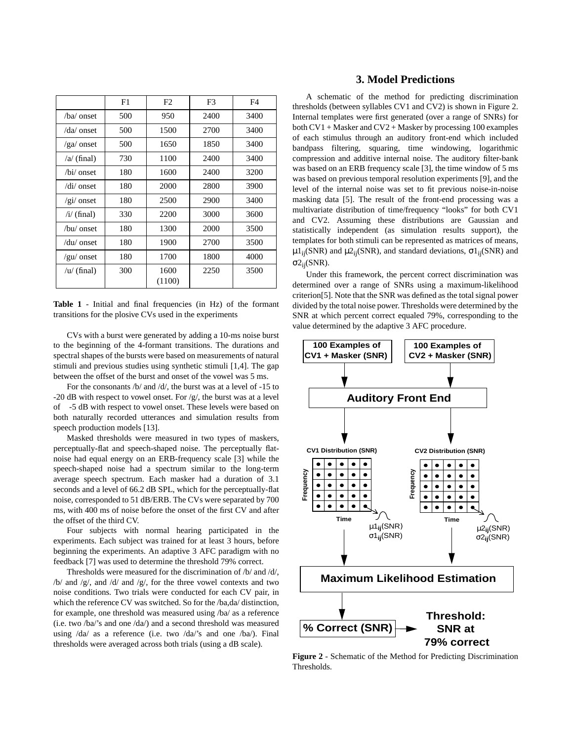|  | F1 | F2 | F3 | F4 |
|---|---|---|---|---|
| /ba/ onset | 500 | 950 | 2400 | 3400 |
| /da/ onset | 500 | 1500 | 2700 | 3400 |
| /ga/ onset | 500 | 1650 | 1850 | 3400 |
| /a/ (final) | 730 | 1100 | 2400 | 3400 |
| /bi/ onset | 180 | 1600 | 2400 | 3200 |
| /di/ onset | 180 | 2000 | 2800 | 3900 |
| /gi/ onset | 180 | 2500 | 2900 | 3400 |
| /i/ (final) | 330 | 2200 | 3000 | 3600 |
| /bu/ onset | 180 | 1300 | 2000 | 3500 |
| /du/ onset | 180 | 1900 | 2700 | 3500 |
| /gu/ onset | 180 | 1700 | 1800 | 4000 |
| /u/ (final) | 300 | 1600 (1100) | 2250 | 3500 |

**Table 1** - Initial and final frequencies (in Hz) of the formant transitions for the plosive CVs used in the experiments

CVs with a burst were generated by adding a 10-ms noise burst to the beginning of the 4-formant transitions. The durations and spectral shapes of the bursts were based on measurements of natural stimuli and previous studies using synthetic stimuli [1,4]. The gap between the offset of the burst and onset of the vowel was 5 ms.

For the consonants /b/ and /d/, the burst was at a level of -15 to -20 dB with respect to vowel onset. For /g/, the burst was at a level of -5 dB with respect to vowel onset. These levels were based on both naturally recorded utterances and simulation results from speech production models [13].

Masked thresholds were measured in two types of maskers, perceptually-flat and speech-shaped noise. The perceptually flat-noise had equal energy on an ERB-frequency scale [3] while the speech-shaped noise had a spectrum similar to the long-term average speech spectrum. Each masker had a duration of 3.1 seconds and a level of 66.2 dB SPL, which for the perceptually-flat noise, corresponded to 51 dB/ERB. The CVs were separated by 700 ms, with 400 ms of noise before the onset of the first CV and after the offset of the third CV.

Four subjects with normal hearing participated in the experiments. Each subject was trained for at least 3 hours, before beginning the experiments. An adaptive 3 AFC paradigm with no feedback [7] was used to determine the threshold 79% correct.

Thresholds were measured for the discrimination of /b/ and /d/, /b/ and /g/, and /d/ and /g/, for the three vowel contexts and two noise conditions. Two trials were conducted for each CV pair, in which the reference CV was switched. So for the /ba,da/ distinction, for example, one threshold was measured using /ba/ as a reference (i.e. two /ba/'s and one /da/) and a second threshold was measured using /da/ as a reference (i.e. two /da/'s and one /ba/). Final thresholds were averaged across both trials (using a dB scale).

## 3. Model Predictions

A schematic of the method for predicting discrimination thresholds (between syllables CV1 and CV2) is shown in Figure 2. Internal templates were first generated (over a range of SNRs) for both CV1 + Masker and CV2 + Masker by processing 100 examples of each stimulus through an auditory front-end which included bandpass filtering, squaring, time windowing, logarithmic compression and additive internal noise. The auditory filter-bank was based on an ERB frequency scale [3], the time window of 5 ms was based on previous temporal resolution experiments [9], and the level of the internal noise was set to fit previous noise-in-noise masking data [5]. The result of the front-end processing was a multivariate distribution of time/frequency "looks" for both CV1 and CV2. Assuming these distributions are Gaussian and statistically independent (as simulation results support), the templates for both stimuli can be represented as matrices of means, $\mu1_{ij}(SNR)$ and $\mu2_{ij}(SNR)$, and standard deviations, $\sigma1_{ij}(SNR)$ and $\sigma2_{ij}(SNR)$.

Under this framework, the percent correct discrimination was determined over a range of SNRs using a maximum-likelihood criterion[5]. Note that the SNR was defined as the total signal power divided by the total noise power. Thresholds were determined by the SNR at which percent correct equaled 79%, corresponding to the value determined by the adaptive 3 AFC procedure.

100 Examples of CV1 + Masker (SNR) | 100 Examples of CV2 + Masker (SNR) → Auditory Front End → CV1 Distribution (SNR), $\mu1_{ij}(SNR)$, $\sigma1_{ij}(SNR)$ | CV2 Distribution (SNR), $\mu2_{ij}(SNR)$, $\sigma2_{ij}(SNR)$ → Maximum Likelihood Estimation → % Correct (SNR) → Threshold: SNR at 79% correct

**Figure 2** - Schematic of the Method for Predicting Discrimination Thresholds.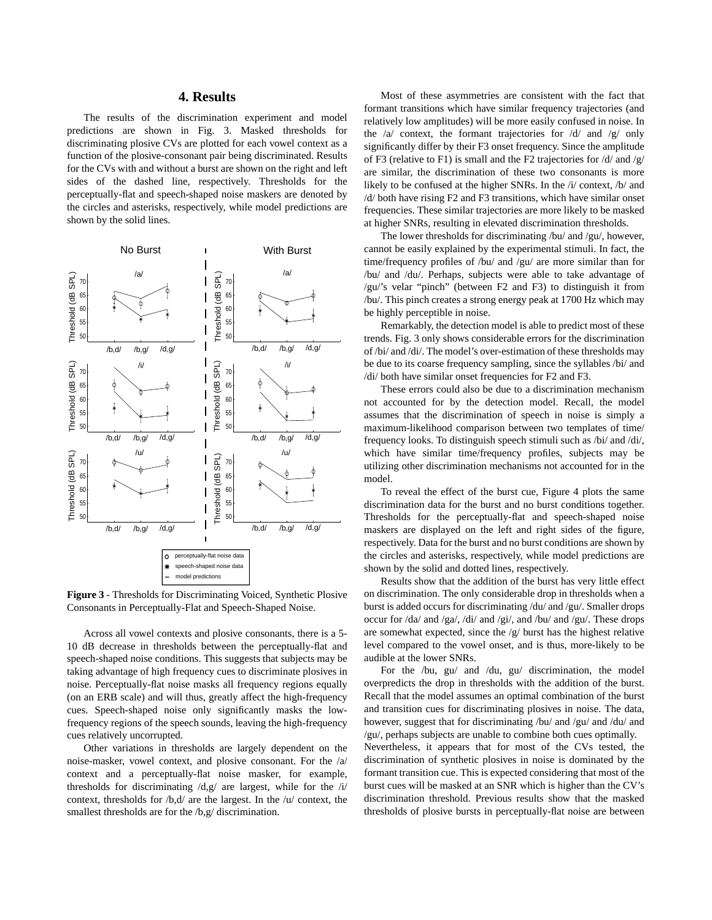## 4. Results

The results of the discrimination experiment and model predictions are shown in Fig. 3. Masked thresholds for discriminating plosive CVs are plotted for each vowel context as a function of the plosive-consonant pair being discriminated. Results for the CVs with and without a burst are shown on the right and left sides of the dashed line, respectively. Thresholds for the perceptually-flat and speech-shaped noise maskers are denoted by the circles and asterisks, respectively, while model predictions are shown by the solid lines.

**Figure 3** - Thresholds for Discriminating Voiced, Synthetic Plosive Consonants in Perceptually-Flat and Speech-Shaped Noise.

Across all vowel contexts and plosive consonants, there is a 5-10 dB decrease in thresholds between the perceptually-flat and speech-shaped noise conditions. This suggests that subjects may be taking advantage of high frequency cues to discriminate plosives in noise. Perceptually-flat noise masks all frequency regions equally (on an ERB scale) and will thus, greatly affect the high-frequency cues. Speech-shaped noise only significantly masks the low-frequency regions of the speech sounds, leaving the high-frequency cues relatively uncorrupted.

Other variations in thresholds are largely dependent on the noise-masker, vowel context, and plosive consonant. For the /a/ context and a perceptually-flat noise masker, for example, thresholds for discriminating /d,g/ are largest, while for the /i/ context, thresholds for /b,d/ are the largest. In the /u/ context, the smallest thresholds are for the /b,g/ discrimination.

Most of these asymmetries are consistent with the fact that formant transitions which have similar frequency trajectories (and relatively low amplitudes) will be more easily confused in noise. In the /a/ context, the formant trajectories for /d/ and /g/ only significantly differ by their F3 onset frequency. Since the amplitude of F3 (relative to F1) is small and the F2 trajectories for /d/ and /g/ are similar, the discrimination of these two consonants is more likely to be confused at the higher SNRs. In the /i/ context, /b/ and /d/ both have rising F2 and F3 transitions, which have similar onset frequencies. These similar trajectories are more likely to be masked at higher SNRs, resulting in elevated discrimination thresholds.

The lower thresholds for discriminating /bu/ and /gu/, however, cannot be easily explained by the experimental stimuli. In fact, the time/frequency profiles of /bu/ and /gu/ are more similar than for /bu/ and /du/. Perhaps, subjects were able to take advantage of /gu/'s velar "pinch" (between F2 and F3) to distinguish it from /bu/. This pinch creates a strong energy peak at 1700 Hz which may be highly perceptible in noise.

Remarkably, the detection model is able to predict most of these trends. Fig. 3 only shows considerable errors for the discrimination of /bi/ and /di/. The model's over-estimation of these thresholds may be due to its coarse frequency sampling, since the syllables /bi/ and /di/ both have similar onset frequencies for F2 and F3.

These errors could also be due to a discrimination mechanism not accounted for by the detection model. Recall, the model assumes that the discrimination of speech in noise is simply a maximum-likelihood comparison between two templates of time/frequency looks. To distinguish speech stimuli such as /bi/ and /di/, which have similar time/frequency profiles, subjects may be utilizing other discrimination mechanisms not accounted for in the model.

To reveal the effect of the burst cue, Figure 4 plots the same discrimination data for the burst and no burst conditions together. Thresholds for the perceptually-flat and speech-shaped noise maskers are displayed on the left and right sides of the figure, respectively. Data for the burst and no burst conditions are shown by the circles and asterisks, respectively, while model predictions are shown by the solid and dotted lines, respectively.

Results show that the addition of the burst has very little effect on discrimination. The only considerable drop in thresholds when a burst is added occurs for discriminating /du/ and /gu/. Smaller drops occur for /da/ and /ga/, /di/ and /gi/, and /bu/ and /gu/. These drops are somewhat expected, since the /g/ burst has the highest relative level compared to the vowel onset, and is thus, more-likely to be audible at the lower SNRs.

For the /bu, gu/ and /du, gu/ discrimination, the model overpredicts the drop in thresholds with the addition of the burst. Recall that the model assumes an optimal combination of the burst and transition cues for discriminating plosives in noise. The data, however, suggest that for discriminating /bu/ and /gu/ and /du/ and /gu/, perhaps subjects are unable to combine both cues optimally.
Nevertheless, it appears that for most of the CVs tested, the discrimination of synthetic plosives in noise is dominated by the formant transition cue. This is expected considering that most of the burst cues will be masked at an SNR which is higher than the CV's discrimination threshold. Previous results show that the masked thresholds of plosive bursts in perceptually-flat noise are between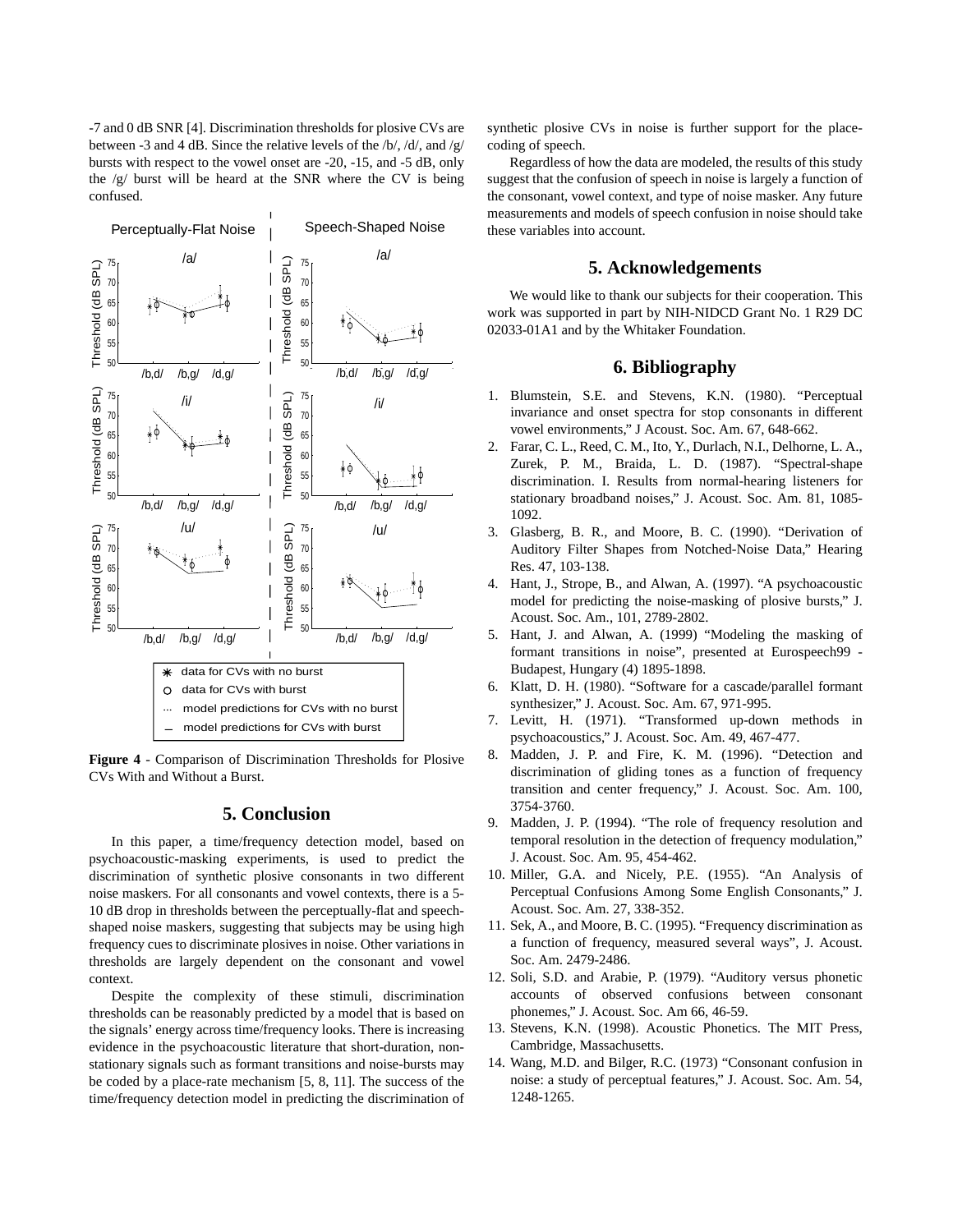-7 and 0 dB SNR [4]. Discrimination thresholds for plosive CVs are between -3 and 4 dB. Since the relative levels of the /b/, /d/, and /g/ bursts with respect to the vowel onset are -20, -15, and -5 dB, only the /g/ burst will be heard at the SNR where the CV is being confused.

Perceptually-Flat Noise

Speech-Shaped Noise

/a/

/i/

/u/

Threshold (dB SPL)

75
70
65
60
55
50

/b,d/ /b,g/ /d,g/

data for CVs with no burst

data for CVs with burst

model predictions for CVs with no burst

model predictions for CVs with burst

**Figure 4** - Comparison of Discrimination Thresholds for Plosive CVs With and Without a Burst.

## 5. Conclusion

In this paper, a time/frequency detection model, based on psychoacoustic-masking experiments, is used to predict the discrimination of synthetic plosive consonants in two different noise maskers. For all consonants and vowel contexts, there is a 5-10 dB drop in thresholds between the perceptually-flat and speech-shaped noise maskers, suggesting that subjects may be using high frequency cues to discriminate plosives in noise. Other variations in thresholds are largely dependent on the consonant and vowel context.

Despite the complexity of these stimuli, discrimination thresholds can be reasonably predicted by a model that is based on the signals' energy across time/frequency looks. There is increasing evidence in the psychoacoustic literature that short-duration, non-stationary signals such as formant transitions and noise-bursts may be coded by a place-rate mechanism [5, 8, 11]. The success of the time/frequency detection model in predicting the discrimination of synthetic plosive CVs in noise is further support for the place-coding of speech.

Regardless of how the data are modeled, the results of this study suggest that the confusion of speech in noise is largely a function of the consonant, vowel context, and type of noise masker. Any future measurements and models of speech confusion in noise should take these variables into account.

## 5. Acknowledgements

We would like to thank our subjects for their cooperation. This work was supported in part by NIH-NIDCD Grant No. 1 R29 DC 02033-01A1 and by the Whitaker Foundation.

## 6. Bibliography

1. Blumstein, S.E. and Stevens, K.N. (1980). "Perceptual invariance and onset spectra for stop consonants in different vowel environments," J Acoust. Soc. Am. 67, 648-662.
2. Farar, C. L., Reed, C. M., Ito, Y., Durlach, N.I., Delhorne, L. A., Zurek, P. M., Braida, L. D. (1987). "Spectral-shape discrimination. I. Results from normal-hearing listeners for stationary broadband noises," J. Acoust. Soc. Am. 81, 1085-1092.
3. Glasberg, B. R., and Moore, B. C. (1990). "Derivation of Auditory Filter Shapes from Notched-Noise Data," Hearing Res. 47, 103-138.
4. Hant, J., Strope, B., and Alwan, A. (1997). "A psychoacoustic model for predicting the noise-masking of plosive bursts," J. Acoust. Soc. Am., 101, 2789-2802.
5. Hant, J. and Alwan, A. (1999) "Modeling the masking of formant transitions in noise", presented at Eurospeech99 - Budapest, Hungary (4) 1895-1898.
6. Klatt, D. H. (1980). "Software for a cascade/parallel formant synthesizer," J. Acoust. Soc. Am. 67, 971-995.
7. Levitt, H. (1971). "Transformed up-down methods in psychoacoustics," J. Acoust. Soc. Am. 49, 467-477.
8. Madden, J. P. and Fire, K. M. (1996). "Detection and discrimination of gliding tones as a function of frequency transition and center frequency," J. Acoust. Soc. Am. 100, 3754-3760.
9. Madden, J. P. (1994). "The role of frequency resolution and temporal resolution in the detection of frequency modulation," J. Acoust. Soc. Am. 95, 454-462.
10. Miller, G.A. and Nicely, P.E. (1955). "An Analysis of Perceptual Confusions Among Some English Consonants," J. Acoust. Soc. Am. 27, 338-352.
11. Sek, A., and Moore, B. C. (1995). "Frequency discrimination as a function of frequency, measured several ways", J. Acoust. Soc. Am. 2479-2486.
12. Soli, S.D. and Arabie, P. (1979). "Auditory versus phonetic accounts of observed confusions between consonant phonemes," J. Acoust. Soc. Am 66, 46-59.
13. Stevens, K.N. (1998). Acoustic Phonetics. The MIT Press, Cambridge, Massachusetts.
14. Wang, M.D. and Bilger, R.C. (1973) "Consonant confusion in noise: a study of perceptual features," J. Acoust. Soc. Am. 54, 1248-1265.